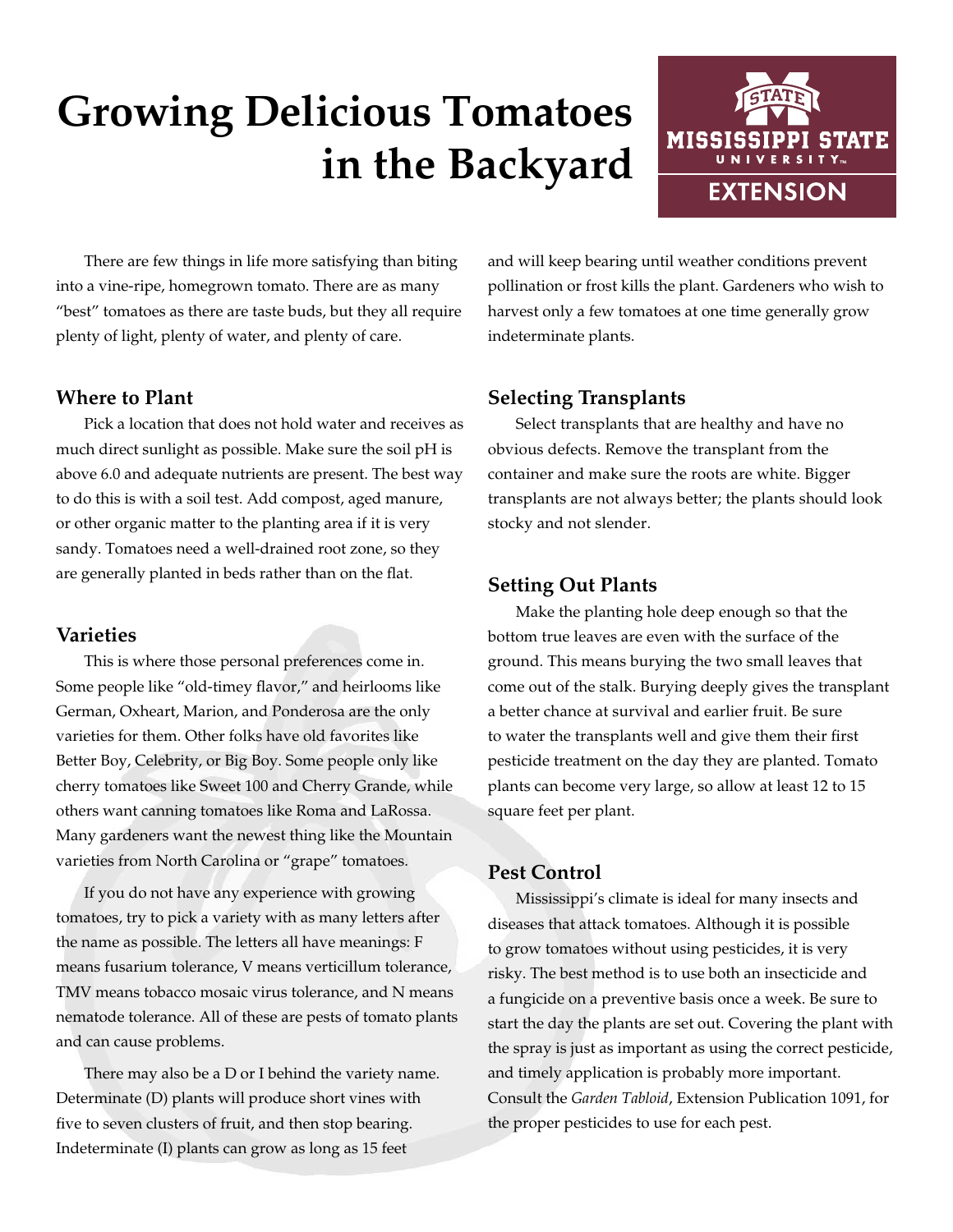# Growing Delicious Tomatoes in the Backyard

There are few things in life more satisfying than biting into a vine-ripe, homegrown tomato. There are as many "best" tomatoes as there are taste buds, but they all require plenty of light, plenty of water, and plenty of care.

## Where to Plant

Pick a location that does not hold water and receives as much direct sunlight as possible. Make sure the soil pH is above 6.0 and adequate nutrients are present. The best way to do this is with a soil test. Add compost, aged manure, or other organic matter to the planting area if it is very sandy. Tomatoes need a well-drained root zone, so they are generally planted in beds rather than on the flat.

## Varieties

This is where those personal preferences come in. Some people like "old-timey flavor," and heirlooms like German, Oxheart, Marion, and Ponderosa are the only varieties for them. Other folks have old favorites like Better Boy, Celebrity, or Big Boy. Some people only like cherry tomatoes like Sweet 100 and Cherry Grande, while others want canning tomatoes like Roma and LaRossa. Many gardeners want the newest thing like the Mountain varieties from North Carolina or "grape" tomatoes.

If you do not have any experience with growing tomatoes, try to pick a variety with as many letters after the name as possible. The letters all have meanings: F means fusarium tolerance, V means verticillum tolerance, TMV means tobacco mosaic virus tolerance, and N means nematode tolerance. All of these are pests of tomato plants and can cause problems.

There may also be a D or I behind the variety name. Determinate (D) plants will produce short vines with five to seven clusters of fruit, and then stop bearing. Indeterminate (I) plants can grow as long as 15 feet and will keep bearing until weather conditions prevent pollination or frost kills the plant. Gardeners who wish to harvest only a few tomatoes at one time generally grow indeterminate plants.

## Selecting Transplants

Select transplants that are healthy and have no obvious defects. Remove the transplant from the container and make sure the roots are white. Bigger transplants are not always better; the plants should look stocky and not slender.

## Setting Out Plants

Make the planting hole deep enough so that the bottom true leaves are even with the surface of the ground. This means burying the two small leaves that come out of the stalk. Burying deeply gives the transplant a better chance at survival and earlier fruit. Be sure to water the transplants well and give them their first pesticide treatment on the day they are planted. Tomato plants can become very large, so allow at least 12 to 15 square feet per plant.

## Pest Control

Mississippi's climate is ideal for many insects and diseases that attack tomatoes. Although it is possible to grow tomatoes without using pesticides, it is very risky. The best method is to use both an insecticide and a fungicide on a preventive basis once a week. Be sure to start the day the plants are set out. Covering the plant with the spray is just as important as using the correct pesticide, and timely application is probably more important. Consult the *Garden Tabloid*, Extension Publication 1091, for the proper pesticides to use for each pest.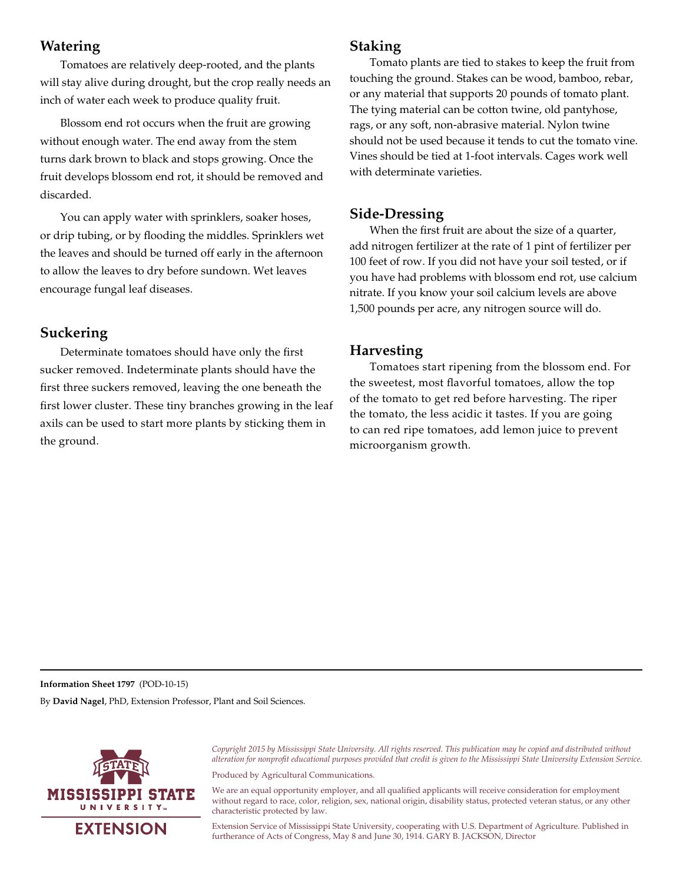## Watering

Tomatoes are relatively deep-rooted, and the plants will stay alive during drought, but the crop really needs an inch of water each week to produce quality fruit.

Blossom end rot occurs when the fruit are growing without enough water. The end away from the stem turns dark brown to black and stops growing. Once the fruit develops blossom end rot, it should be removed and discarded.

You can apply water with sprinklers, soaker hoses, or drip tubing, or by flooding the middles. Sprinklers wet the leaves and should be turned off early in the afternoon to allow the leaves to dry before sundown. Wet leaves encourage fungal leaf diseases.

## Suckering

Determinate tomatoes should have only the first sucker removed. Indeterminate plants should have the first three suckers removed, leaving the one beneath the first lower cluster. These tiny branches growing in the leaf axils can be used to start more plants by sticking them in the ground.

## Staking

Tomato plants are tied to stakes to keep the fruit from touching the ground. Stakes can be wood, bamboo, rebar, or any material that supports 20 pounds of tomato plant. The tying material can be cotton twine, old pantyhose, rags, or any soft, non-abrasive material. Nylon twine should not be used because it tends to cut the tomato vine. Vines should be tied at 1-foot intervals. Cages work well with determinate varieties.

## Side-Dressing

When the first fruit are about the size of a quarter, add nitrogen fertilizer at the rate of 1 pint of fertilizer per 100 feet of row. If you did not have your soil tested, or if you have had problems with blossom end rot, use calcium nitrate. If you know your soil calcium levels are above 1,500 pounds per acre, any nitrogen source will do.

## Harvesting

Tomatoes start ripening from the blossom end. For the sweetest, most flavorful tomatoes, allow the top of the tomato to get red before harvesting. The riper the tomato, the less acidic it tastes. If you are going to can red ripe tomatoes, add lemon juice to prevent microorganism growth.

---

**Information Sheet 1797** (POD-10-15)

By **David Nagel**, PhD, Extension Professor, Plant and Soil Sciences.

MISSISSIPPI STATE UNIVERSITY EXTENSION

*Copyright 2015 by Mississippi State University. All rights reserved. This publication may be copied and distributed without alteration for nonprofit educational purposes provided that credit is given to the Mississippi State University Extension Service.*

Produced by Agricultural Communications.

We are an equal opportunity employer, and all qualified applicants will receive consideration for employment without regard to race, color, religion, sex, national origin, disability status, protected veteran status, or any other characteristic protected by law.

Extension Service of Mississippi State University, cooperating with U.S. Department of Agriculture. Published in furtherance of Acts of Congress, May 8 and June 30, 1914. GARY B. JACKSON, Director